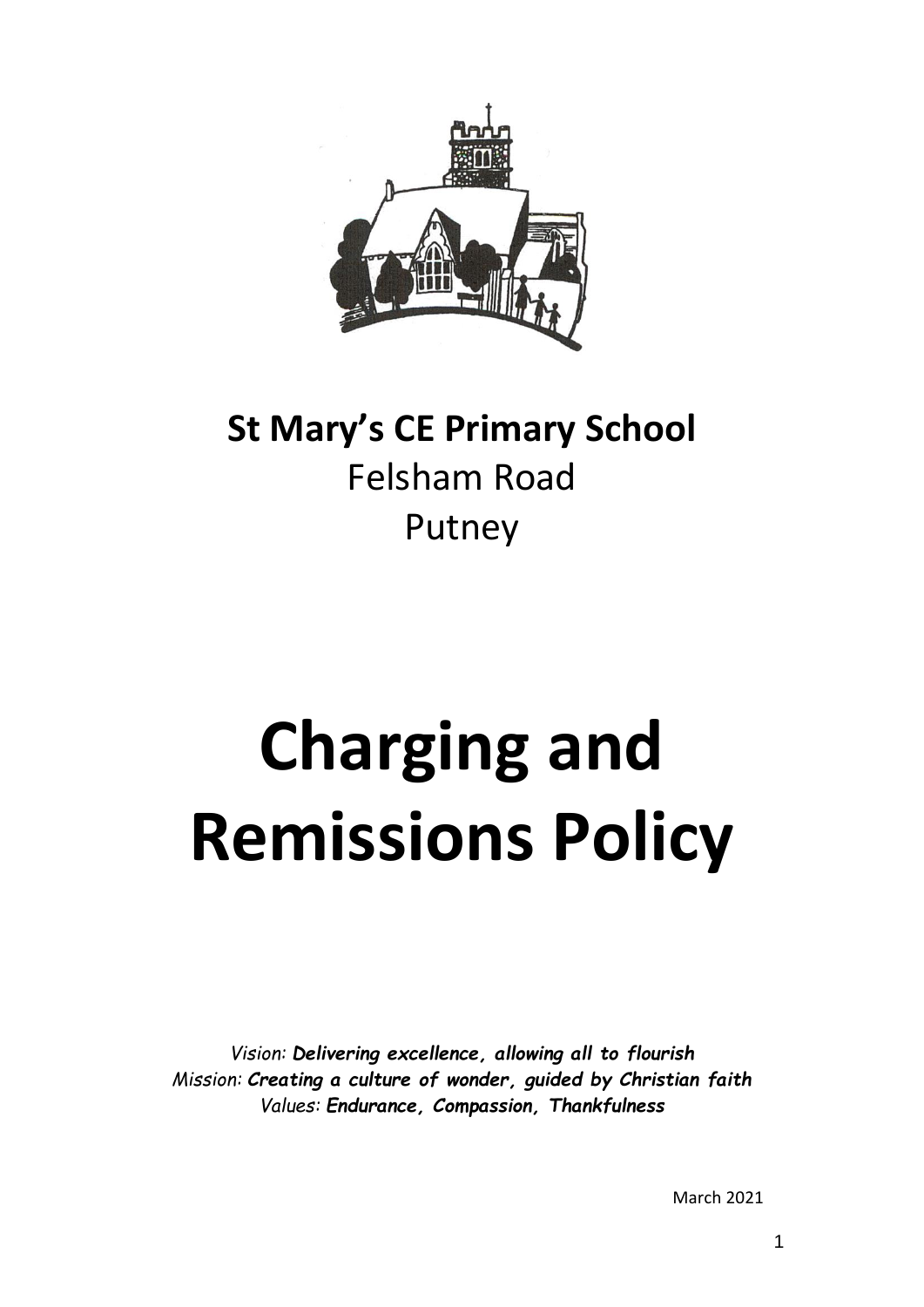**St Mary's CE Primary School**
Felsham Road
Putney

# Charging and Remissions Policy

*Vision:* ***Delivering excellence, allowing all to flourish***
*Mission:* ***Creating a culture of wonder, guided by Christian faith***
*Values:* ***Endurance, Compassion, Thankfulness***

March 2021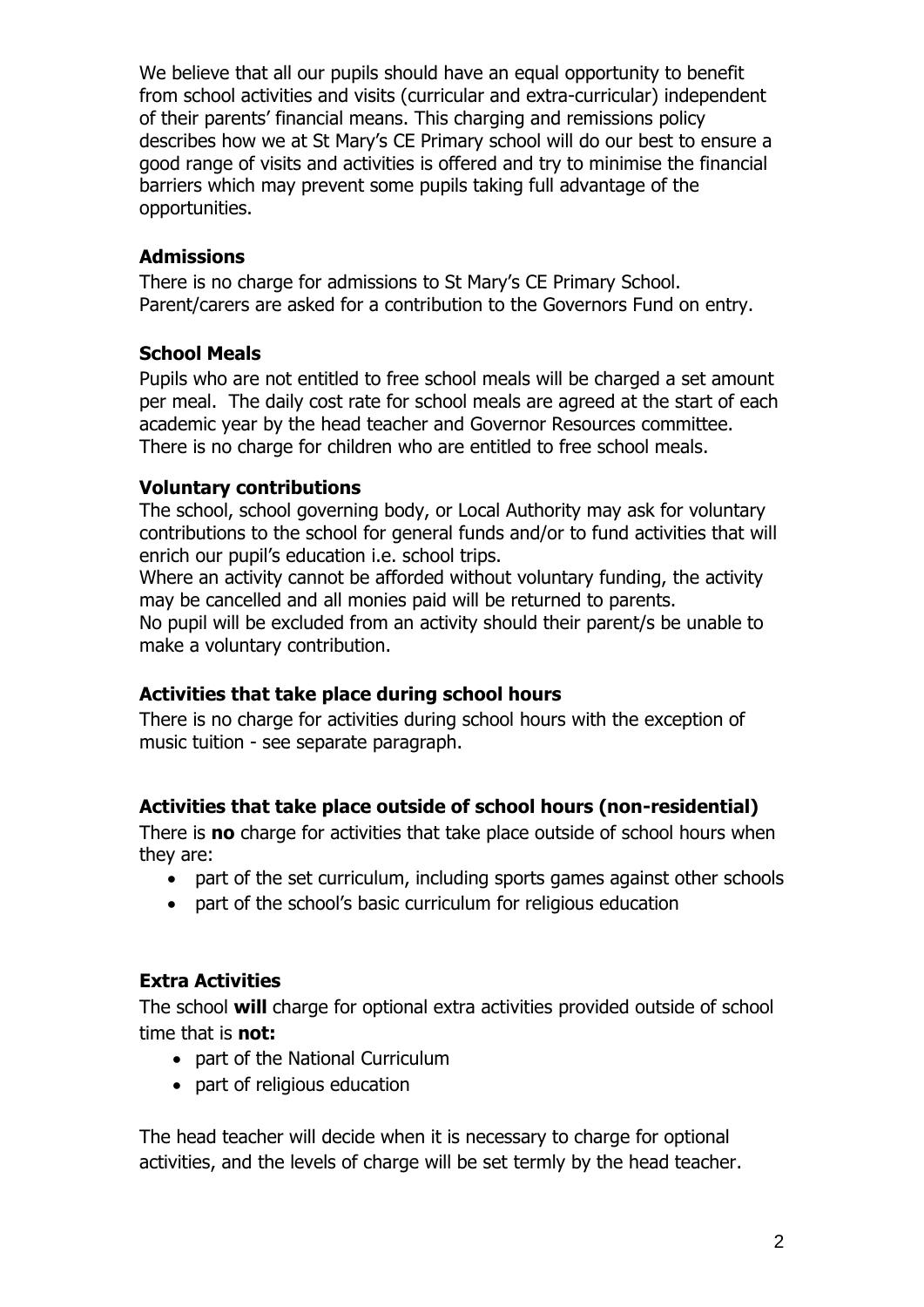We believe that all our pupils should have an equal opportunity to benefit from school activities and visits (curricular and extra-curricular) independent of their parents' financial means. This charging and remissions policy describes how we at St Mary's CE Primary school will do our best to ensure a good range of visits and activities is offered and try to minimise the financial barriers which may prevent some pupils taking full advantage of the opportunities.

### Admissions

There is no charge for admissions to St Mary's CE Primary School. Parent/carers are asked for a contribution to the Governors Fund on entry.

### School Meals

Pupils who are not entitled to free school meals will be charged a set amount per meal. The daily cost rate for school meals are agreed at the start of each academic year by the head teacher and Governor Resources committee. There is no charge for children who are entitled to free school meals.

### Voluntary contributions

The school, school governing body, or Local Authority may ask for voluntary contributions to the school for general funds and/or to fund activities that will enrich our pupil's education i.e. school trips.

Where an activity cannot be afforded without voluntary funding, the activity may be cancelled and all monies paid will be returned to parents.

No pupil will be excluded from an activity should their parent/s be unable to make a voluntary contribution.

### Activities that take place during school hours

There is no charge for activities during school hours with the exception of music tuition - see separate paragraph.

### Activities that take place outside of school hours (non-residential)

There is **no** charge for activities that take place outside of school hours when they are:

- part of the set curriculum, including sports games against other schools
- part of the school's basic curriculum for religious education

### Extra Activities

The school **will** charge for optional extra activities provided outside of school time that is **not:**

- part of the National Curriculum
- part of religious education

The head teacher will decide when it is necessary to charge for optional activities, and the levels of charge will be set termly by the head teacher.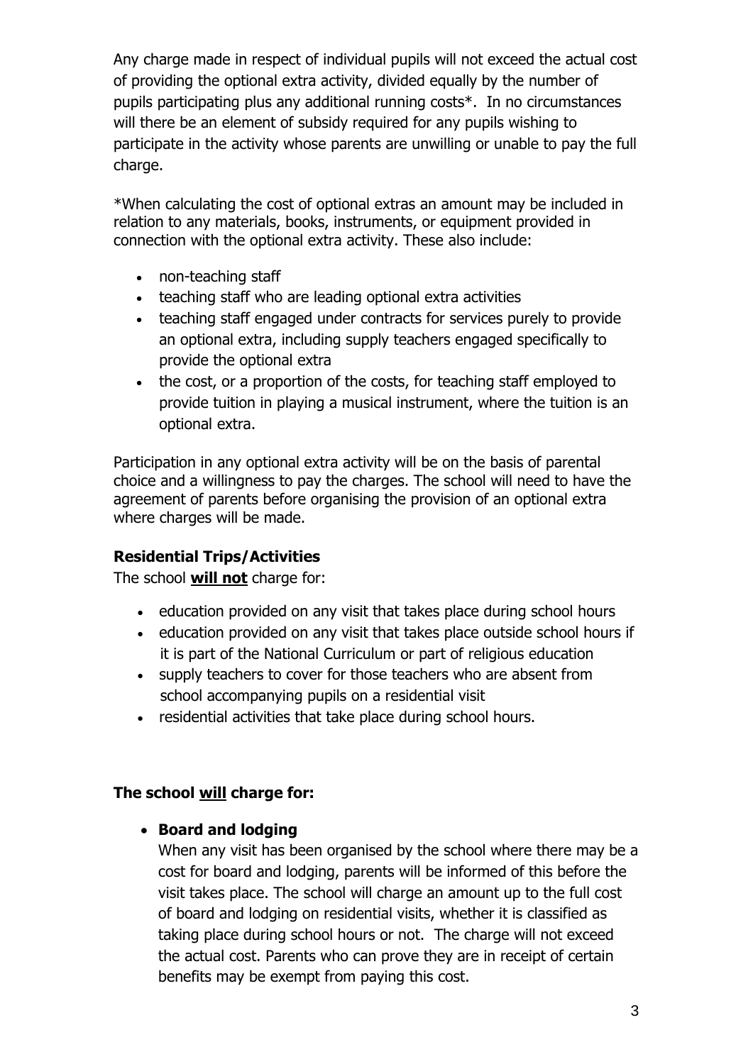Any charge made in respect of individual pupils will not exceed the actual cost of providing the optional extra activity, divided equally by the number of pupils participating plus any additional running costs*. In no circumstances will there be an element of subsidy required for any pupils wishing to participate in the activity whose parents are unwilling or unable to pay the full charge.

*When calculating the cost of optional extras an amount may be included in relation to any materials, books, instruments, or equipment provided in connection with the optional extra activity. These also include:

- non-teaching staff
- teaching staff who are leading optional extra activities
- teaching staff engaged under contracts for services purely to provide an optional extra, including supply teachers engaged specifically to provide the optional extra
- the cost, or a proportion of the costs, for teaching staff employed to provide tuition in playing a musical instrument, where the tuition is an optional extra.

Participation in any optional extra activity will be on the basis of parental choice and a willingness to pay the charges. The school will need to have the agreement of parents before organising the provision of an optional extra where charges will be made.

**Residential Trips/Activities**

The school **will not** charge for:

- education provided on any visit that takes place during school hours
- education provided on any visit that takes place outside school hours if it is part of the National Curriculum or part of religious education
- supply teachers to cover for those teachers who are absent from school accompanying pupils on a residential visit
- residential activities that take place during school hours.

**The school will charge for:**

- **Board and lodging**

  When any visit has been organised by the school where there may be a cost for board and lodging, parents will be informed of this before the visit takes place. The school will charge an amount up to the full cost of board and lodging on residential visits, whether it is classified as taking place during school hours or not. The charge will not exceed the actual cost. Parents who can prove they are in receipt of certain benefits may be exempt from paying this cost.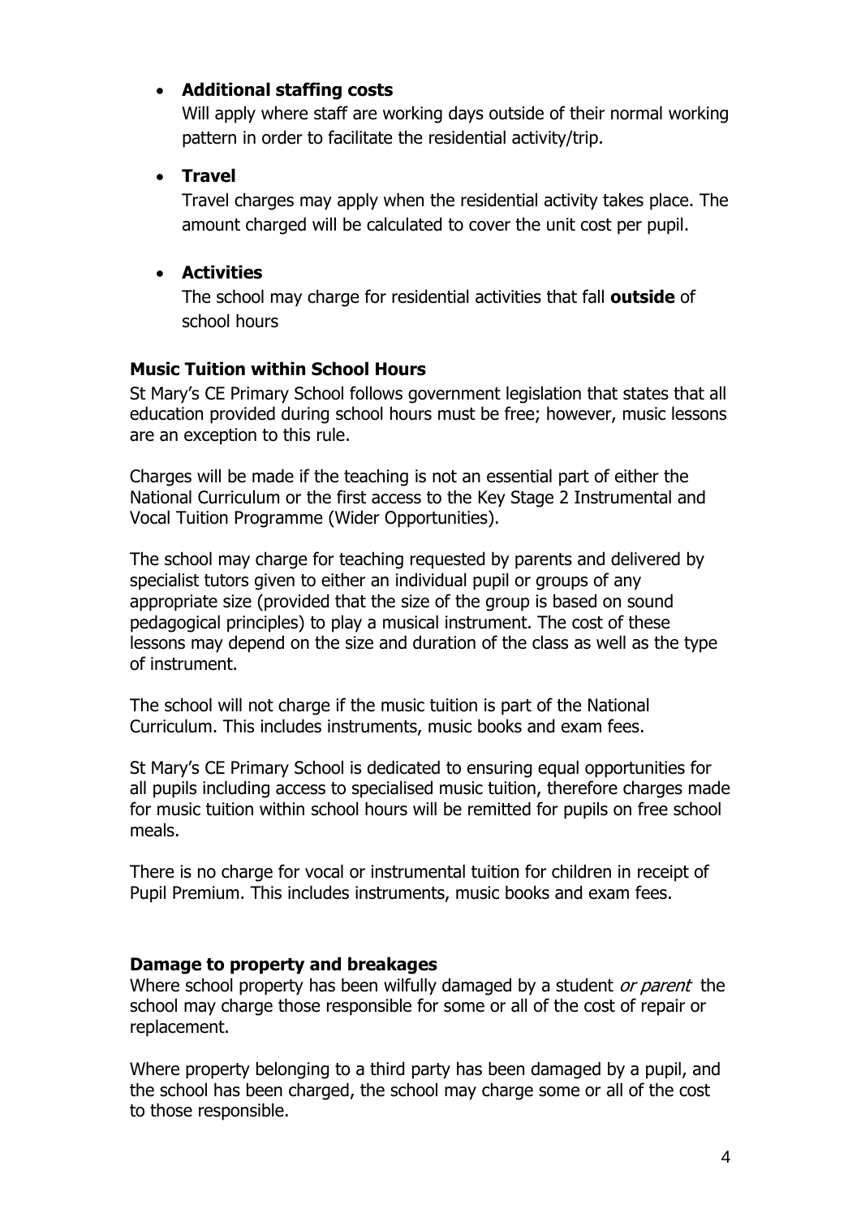- **Additional staffing costs**

  Will apply where staff are working days outside of their normal working pattern in order to facilitate the residential activity/trip.

- **Travel**

  Travel charges may apply when the residential activity takes place. The amount charged will be calculated to cover the unit cost per pupil.

- **Activities**

  The school may charge for residential activities that fall **outside** of school hours

### Music Tuition within School Hours

St Mary's CE Primary School follows government legislation that states that all education provided during school hours must be free; however, music lessons are an exception to this rule.

Charges will be made if the teaching is not an essential part of either the National Curriculum or the first access to the Key Stage 2 Instrumental and Vocal Tuition Programme (Wider Opportunities).

The school may charge for teaching requested by parents and delivered by specialist tutors given to either an individual pupil or groups of any appropriate size (provided that the size of the group is based on sound pedagogical principles) to play a musical instrument. The cost of these lessons may depend on the size and duration of the class as well as the type of instrument.

The school will not charge if the music tuition is part of the National Curriculum. This includes instruments, music books and exam fees.

St Mary's CE Primary School is dedicated to ensuring equal opportunities for all pupils including access to specialised music tuition, therefore charges made for music tuition within school hours will be remitted for pupils on free school meals.

There is no charge for vocal or instrumental tuition for children in receipt of Pupil Premium. This includes instruments, music books and exam fees.

### Damage to property and breakages

Where school property has been wilfully damaged by a student *or parent* the school may charge those responsible for some or all of the cost of repair or replacement.

Where property belonging to a third party has been damaged by a pupil, and the school has been charged, the school may charge some or all of the cost to those responsible.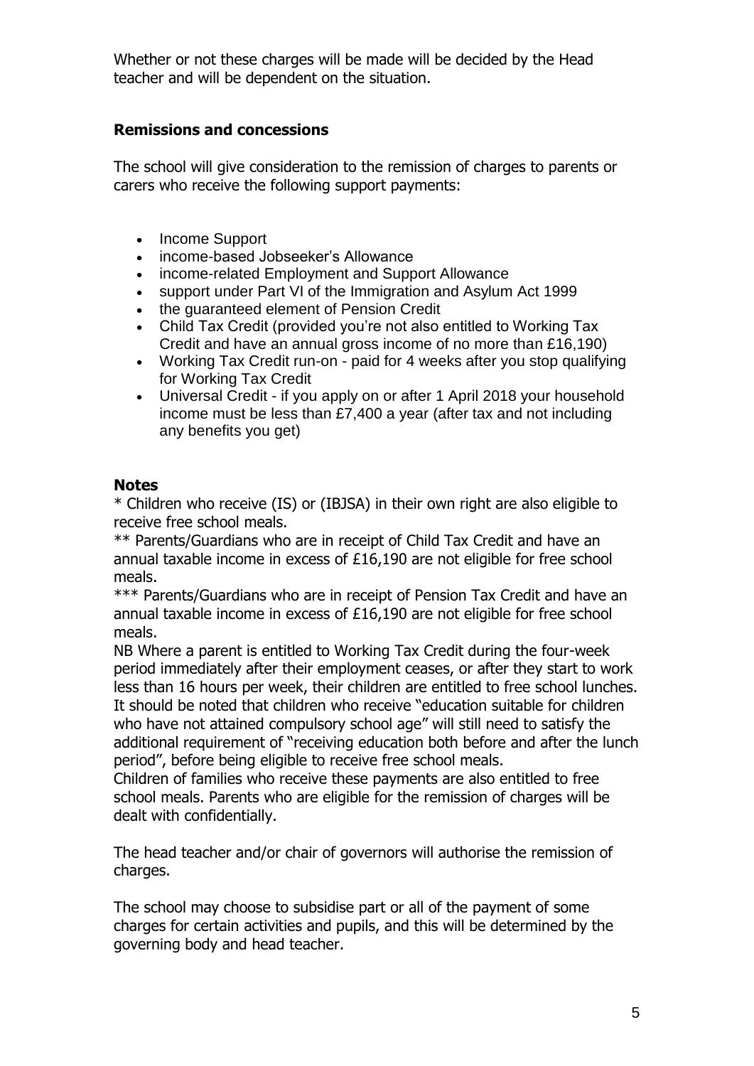Whether or not these charges will be made will be decided by the Head teacher and will be dependent on the situation.

## Remissions and concessions

The school will give consideration to the remission of charges to parents or carers who receive the following support payments:

- Income Support
- income-based Jobseeker's Allowance
- income-related Employment and Support Allowance
- support under Part VI of the Immigration and Asylum Act 1999
- the guaranteed element of Pension Credit
- Child Tax Credit (provided you're not also entitled to Working Tax Credit and have an annual gross income of no more than £16,190)
- Working Tax Credit run-on - paid for 4 weeks after you stop qualifying for Working Tax Credit
- Universal Credit - if you apply on or after 1 April 2018 your household income must be less than £7,400 a year (after tax and not including any benefits you get)

### Notes

* Children who receive (IS) or (IBJSA) in their own right are also eligible to receive free school meals.
** Parents/Guardians who are in receipt of Child Tax Credit and have an annual taxable income in excess of £16,190 are not eligible for free school meals.
*** Parents/Guardians who are in receipt of Pension Tax Credit and have an annual taxable income in excess of £16,190 are not eligible for free school meals.
NB Where a parent is entitled to Working Tax Credit during the four-week period immediately after their employment ceases, or after they start to work less than 16 hours per week, their children are entitled to free school lunches. It should be noted that children who receive "education suitable for children who have not attained compulsory school age" will still need to satisfy the additional requirement of "receiving education both before and after the lunch period", before being eligible to receive free school meals.
Children of families who receive these payments are also entitled to free school meals. Parents who are eligible for the remission of charges will be dealt with confidentially.

The head teacher and/or chair of governors will authorise the remission of charges.

The school may choose to subsidise part or all of the payment of some charges for certain activities and pupils, and this will be determined by the governing body and head teacher.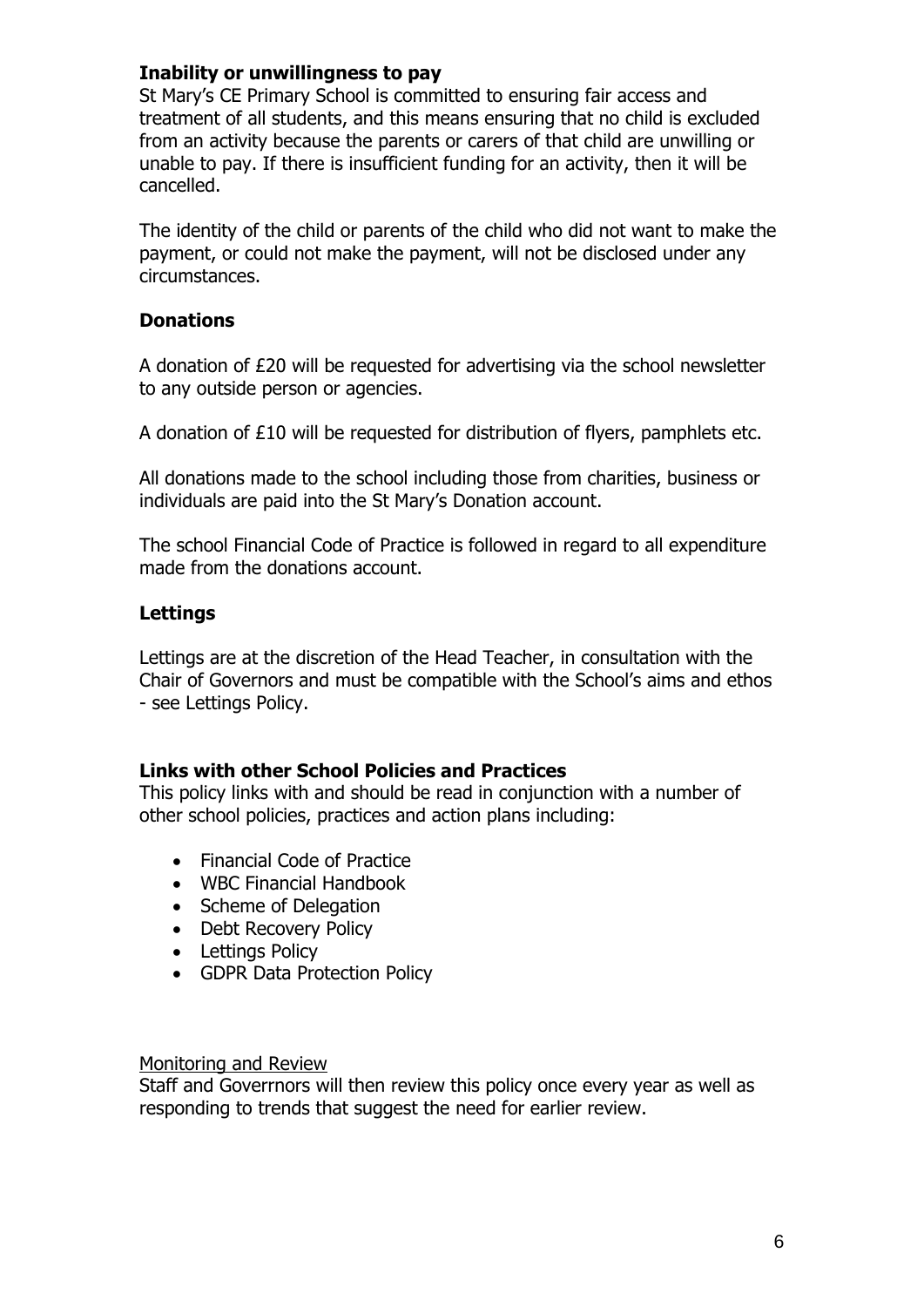**Inability or unwillingness to pay**

St Mary's CE Primary School is committed to ensuring fair access and treatment of all students, and this means ensuring that no child is excluded from an activity because the parents or carers of that child are unwilling or unable to pay. If there is insufficient funding for an activity, then it will be cancelled.

The identity of the child or parents of the child who did not want to make the payment, or could not make the payment, will not be disclosed under any circumstances.

**Donations**

A donation of £20 will be requested for advertising via the school newsletter to any outside person or agencies.

A donation of £10 will be requested for distribution of flyers, pamphlets etc.

All donations made to the school including those from charities, business or individuals are paid into the St Mary's Donation account.

The school Financial Code of Practice is followed in regard to all expenditure made from the donations account.

**Lettings**

Lettings are at the discretion of the Head Teacher, in consultation with the Chair of Governors and must be compatible with the School's aims and ethos - see Lettings Policy.

**Links with other School Policies and Practices**

This policy links with and should be read in conjunction with a number of other school policies, practices and action plans including:

- Financial Code of Practice
- WBC Financial Handbook
- Scheme of Delegation
- Debt Recovery Policy
- Lettings Policy
- GDPR Data Protection Policy

Monitoring and Review

Staff and Goverrnors will then review this policy once every year as well as responding to trends that suggest the need for earlier review.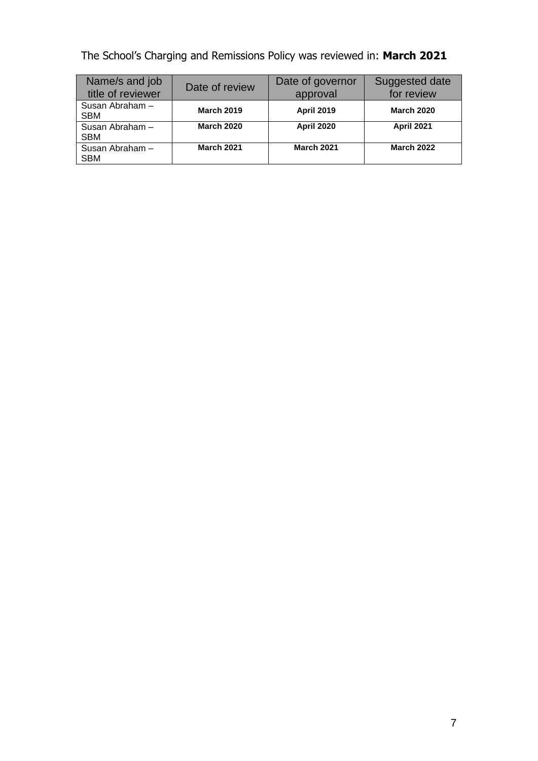The School's Charging and Remissions Policy was reviewed in: **March 2021**

| Name/s and job title of reviewer | Date of review | Date of governor approval | Suggested date for review |
|---|---|---|---|
| Susan Abraham – SBM | **March 2019** | **April 2019** | **March 2020** |
| Susan Abraham – SBM | **March 2020** | **April 2020** | **April 2021** |
| Susan Abraham – SBM | **March 2021** | **March 2021** | **March 2022** |